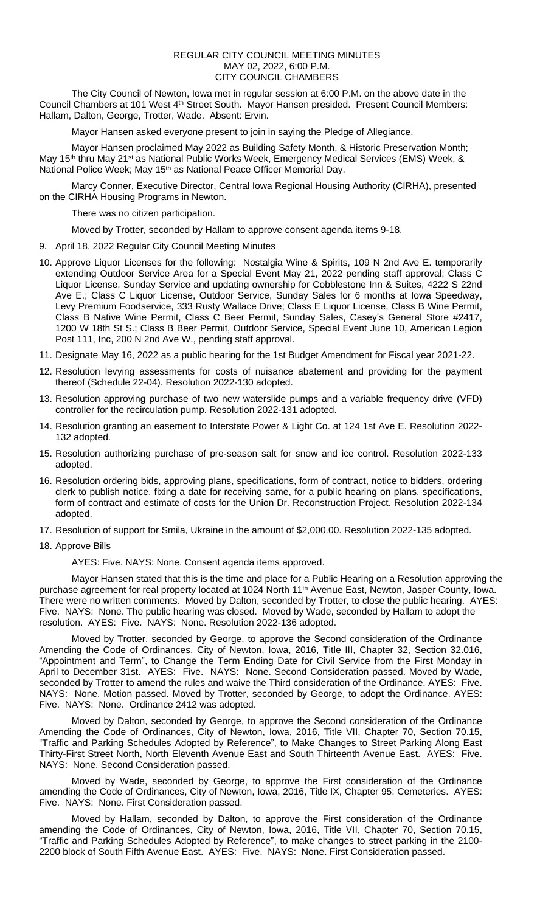# REGULAR CITY COUNCIL MEETING MINUTES
## MAY 02, 2022, 6:00 P.M.
## CITY COUNCIL CHAMBERS

The City Council of Newton, Iowa met in regular session at 6:00 P.M. on the above date in the Council Chambers at 101 West 4th Street South. Mayor Hansen presided. Present Council Members: Hallam, Dalton, George, Trotter, Wade. Absent: Ervin.

Mayor Hansen asked everyone present to join in saying the Pledge of Allegiance.

Mayor Hansen proclaimed May 2022 as Building Safety Month, & Historic Preservation Month; May 15th thru May 21st as National Public Works Week, Emergency Medical Services (EMS) Week, & National Police Week; May 15th as National Peace Officer Memorial Day.

Marcy Conner, Executive Director, Central Iowa Regional Housing Authority (CIRHA), presented on the CIRHA Housing Programs in Newton.

There was no citizen participation.

Moved by Trotter, seconded by Hallam to approve consent agenda items 9-18.

9. April 18, 2022 Regular City Council Meeting Minutes
10. Approve Liquor Licenses for the following: Nostalgia Wine & Spirits, 109 N 2nd Ave E. temporarily extending Outdoor Service Area for a Special Event May 21, 2022 pending staff approval; Class C Liquor License, Sunday Service and updating ownership for Cobblestone Inn & Suites, 4222 S 22nd Ave E.; Class C Liquor License, Outdoor Service, Sunday Sales for 6 months at Iowa Speedway, Levy Premium Foodservice, 333 Rusty Wallace Drive; Class E Liquor License, Class B Wine Permit, Class B Native Wine Permit, Class C Beer Permit, Sunday Sales, Casey's General Store #2417, 1200 W 18th St S.; Class B Beer Permit, Outdoor Service, Special Event June 10, American Legion Post 111, Inc, 200 N 2nd Ave W., pending staff approval.
11. Designate May 16, 2022 as a public hearing for the 1st Budget Amendment for Fiscal year 2021-22.
12. Resolution levying assessments for costs of nuisance abatement and providing for the payment thereof (Schedule 22-04). Resolution 2022-130 adopted.
13. Resolution approving purchase of two new waterslide pumps and a variable frequency drive (VFD) controller for the recirculation pump. Resolution 2022-131 adopted.
14. Resolution granting an easement to Interstate Power & Light Co. at 124 1st Ave E. Resolution 2022-132 adopted.
15. Resolution authorizing purchase of pre-season salt for snow and ice control. Resolution 2022-133 adopted.
16. Resolution ordering bids, approving plans, specifications, form of contract, notice to bidders, ordering clerk to publish notice, fixing a date for receiving same, for a public hearing on plans, specifications, form of contract and estimate of costs for the Union Dr. Reconstruction Project. Resolution 2022-134 adopted.
17. Resolution of support for Smila, Ukraine in the amount of $2,000.00. Resolution 2022-135 adopted.
18. Approve Bills

AYES: Five. NAYS: None. Consent agenda items approved.

Mayor Hansen stated that this is the time and place for a Public Hearing on a Resolution approving the purchase agreement for real property located at 1024 North 11th Avenue East, Newton, Jasper County, Iowa. There were no written comments. Moved by Dalton, seconded by Trotter, to close the public hearing. AYES: Five. NAYS: None. The public hearing was closed. Moved by Wade, seconded by Hallam to adopt the resolution. AYES: Five. NAYS: None. Resolution 2022-136 adopted.

Moved by Trotter, seconded by George, to approve the Second consideration of the Ordinance Amending the Code of Ordinances, City of Newton, Iowa, 2016, Title III, Chapter 32, Section 32.016, "Appointment and Term", to Change the Term Ending Date for Civil Service from the First Monday in April to December 31st. AYES: Five. NAYS: None. Second Consideration passed. Moved by Wade, seconded by Trotter to amend the rules and waive the Third consideration of the Ordinance. AYES: Five. NAYS: None. Motion passed. Moved by Trotter, seconded by George, to adopt the Ordinance. AYES: Five. NAYS: None. Ordinance 2412 was adopted.

Moved by Dalton, seconded by George, to approve the Second consideration of the Ordinance Amending the Code of Ordinances, City of Newton, Iowa, 2016, Title VII, Chapter 70, Section 70.15, "Traffic and Parking Schedules Adopted by Reference", to Make Changes to Street Parking Along East Thirty-First Street North, North Eleventh Avenue East and South Thirteenth Avenue East. AYES: Five. NAYS: None. Second Consideration passed.

Moved by Wade, seconded by George, to approve the First consideration of the Ordinance amending the Code of Ordinances, City of Newton, Iowa, 2016, Title IX, Chapter 95: Cemeteries. AYES: Five. NAYS: None. First Consideration passed.

Moved by Hallam, seconded by Dalton, to approve the First consideration of the Ordinance amending the Code of Ordinances, City of Newton, Iowa, 2016, Title VII, Chapter 70, Section 70.15, "Traffic and Parking Schedules Adopted by Reference", to make changes to street parking in the 2100-2200 block of South Fifth Avenue East. AYES: Five. NAYS: None. First Consideration passed.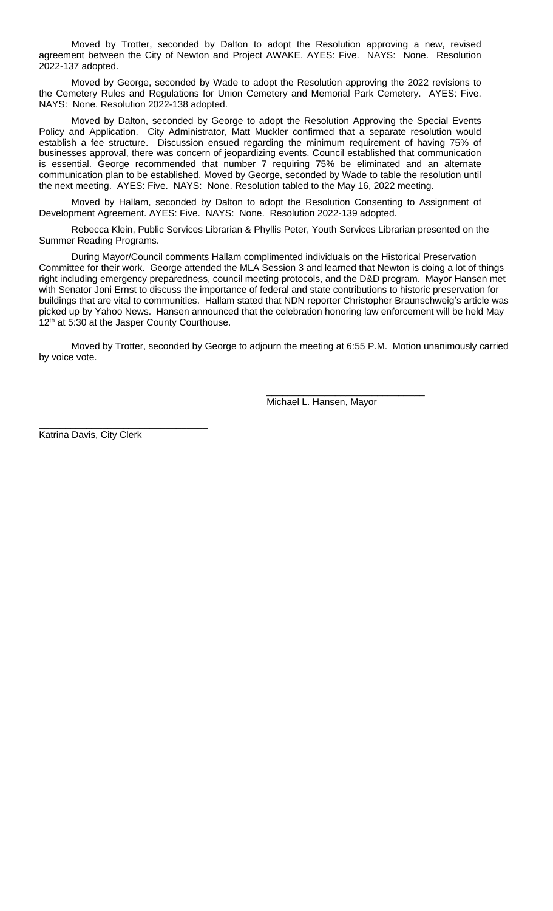Moved by Trotter, seconded by Dalton to adopt the Resolution approving a new, revised agreement between the City of Newton and Project AWAKE. AYES: Five. NAYS: None. Resolution 2022-137 adopted.

Moved by George, seconded by Wade to adopt the Resolution approving the 2022 revisions to the Cemetery Rules and Regulations for Union Cemetery and Memorial Park Cemetery. AYES: Five. NAYS: None. Resolution 2022-138 adopted.

Moved by Dalton, seconded by George to adopt the Resolution Approving the Special Events Policy and Application. City Administrator, Matt Muckler confirmed that a separate resolution would establish a fee structure. Discussion ensued regarding the minimum requirement of having 75% of businesses approval, there was concern of jeopardizing events. Council established that communication is essential. George recommended that number 7 requiring 75% be eliminated and an alternate communication plan to be established. Moved by George, seconded by Wade to table the resolution until the next meeting. AYES: Five. NAYS: None. Resolution tabled to the May 16, 2022 meeting.

Moved by Hallam, seconded by Dalton to adopt the Resolution Consenting to Assignment of Development Agreement. AYES: Five. NAYS: None. Resolution 2022-139 adopted.

Rebecca Klein, Public Services Librarian & Phyllis Peter, Youth Services Librarian presented on the Summer Reading Programs.

During Mayor/Council comments Hallam complimented individuals on the Historical Preservation Committee for their work. George attended the MLA Session 3 and learned that Newton is doing a lot of things right including emergency preparedness, council meeting protocols, and the D&D program. Mayor Hansen met with Senator Joni Ernst to discuss the importance of federal and state contributions to historic preservation for buildings that are vital to communities. Hallam stated that NDN reporter Christopher Braunschweig's article was picked up by Yahoo News. Hansen announced that the celebration honoring law enforcement will be held May 12th at 5:30 at the Jasper County Courthouse.

Moved by Trotter, seconded by George to adjourn the meeting at 6:55 P.M. Motion unanimously carried by voice vote.

\_\_\_\_\_\_\_\_\_\_\_\_\_\_\_\_\_\_\_\_\_\_\_\_\_\_\_\_\_\_
Michael L. Hansen, Mayor

\_\_\_\_\_\_\_\_\_\_\_\_\_\_\_\_\_\_\_\_\_\_\_\_\_\_\_\_\_\_
Katrina Davis, City Clerk